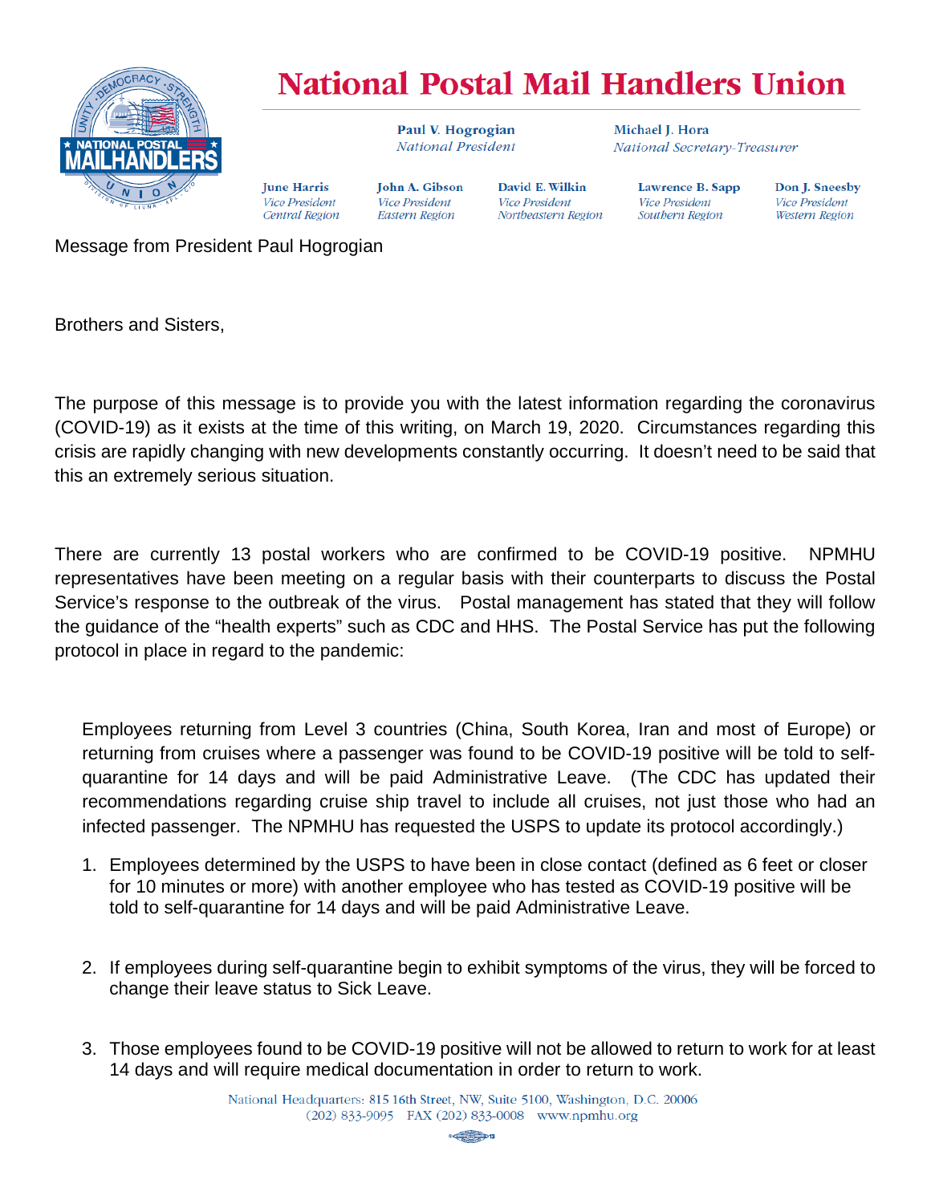# National Postal Mail Handlers Union

**Paul V. Hogrogian**
*National President*

**Michael J. Hora**
*National Secretary-Treasurer*

**June Harris**
*Vice President*
*Central Region*

**John A. Gibson**
*Vice President*
*Eastern Region*

**David E. Wilkin**
*Vice President*
*Northeastern Region*

**Lawrence B. Sapp**
*Vice President*
*Southern Region*

**Don J. Sneesby**
*Vice President*
*Western Region*

Message from President Paul Hogrogian

Brothers and Sisters,

The purpose of this message is to provide you with the latest information regarding the coronavirus (COVID-19) as it exists at the time of this writing, on March 19, 2020. Circumstances regarding this crisis are rapidly changing with new developments constantly occurring. It doesn't need to be said that this an extremely serious situation.

There are currently 13 postal workers who are confirmed to be COVID-19 positive. NPMHU representatives have been meeting on a regular basis with their counterparts to discuss the Postal Service's response to the outbreak of the virus. Postal management has stated that they will follow the guidance of the "health experts" such as CDC and HHS. The Postal Service has put the following protocol in place in regard to the pandemic:

Employees returning from Level 3 countries (China, South Korea, Iran and most of Europe) or returning from cruises where a passenger was found to be COVID-19 positive will be told to self-quarantine for 14 days and will be paid Administrative Leave. (The CDC has updated their recommendations regarding cruise ship travel to include all cruises, not just those who had an infected passenger. The NPMHU has requested the USPS to update its protocol accordingly.)

1. Employees determined by the USPS to have been in close contact (defined as 6 feet or closer for 10 minutes or more) with another employee who has tested as COVID-19 positive will be told to self-quarantine for 14 days and will be paid Administrative Leave.

2. If employees during self-quarantine begin to exhibit symptoms of the virus, they will be forced to change their leave status to Sick Leave.

3. Those employees found to be COVID-19 positive will not be allowed to return to work for at least 14 days and will require medical documentation in order to return to work.

National Headquarters: 815 16th Street, NW, Suite 5100, Washington, D.C. 20006
(202) 833-9095 FAX (202) 833-0008 www.npmhu.org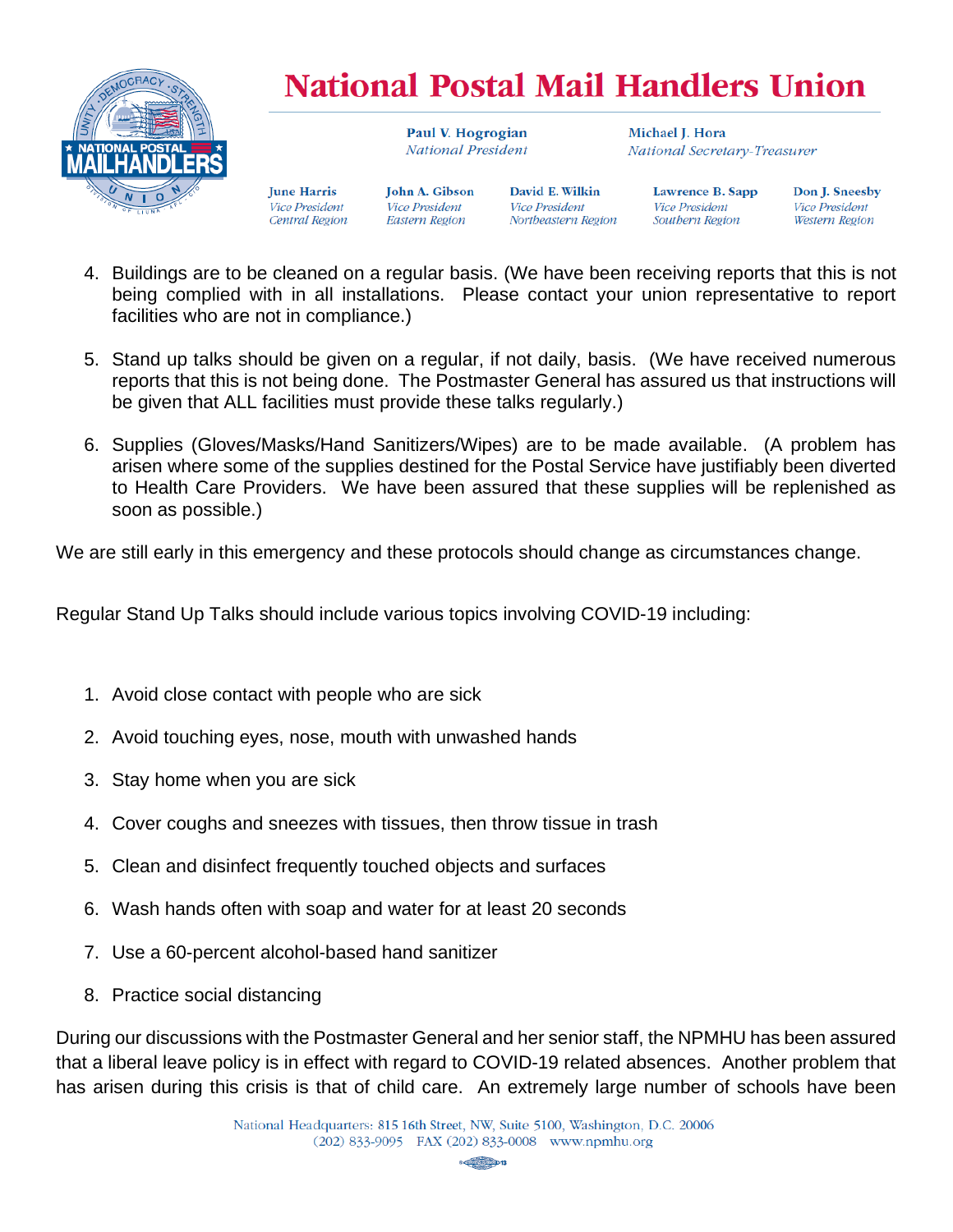4. Buildings are to be cleaned on a regular basis. (We have been receiving reports that this is not being complied with in all installations. Please contact your union representative to report facilities who are not in compliance.)

5. Stand up talks should be given on a regular, if not daily, basis. (We have received numerous reports that this is not being done. The Postmaster General has assured us that instructions will be given that ALL facilities must provide these talks regularly.)

6. Supplies (Gloves/Masks/Hand Sanitizers/Wipes) are to be made available. (A problem has arisen where some of the supplies destined for the Postal Service have justifiably been diverted to Health Care Providers. We have been assured that these supplies will be replenished as soon as possible.)

We are still early in this emergency and these protocols should change as circumstances change.

Regular Stand Up Talks should include various topics involving COVID-19 including:

1. Avoid close contact with people who are sick
2. Avoid touching eyes, nose, mouth with unwashed hands
3. Stay home when you are sick
4. Cover coughs and sneezes with tissues, then throw tissue in trash
5. Clean and disinfect frequently touched objects and surfaces
6. Wash hands often with soap and water for at least 20 seconds
7. Use a 60-percent alcohol-based hand sanitizer
8. Practice social distancing

During our discussions with the Postmaster General and her senior staff, the NPMHU has been assured that a liberal leave policy is in effect with regard to COVID-19 related absences. Another problem that has arisen during this crisis is that of child care. An extremely large number of schools have been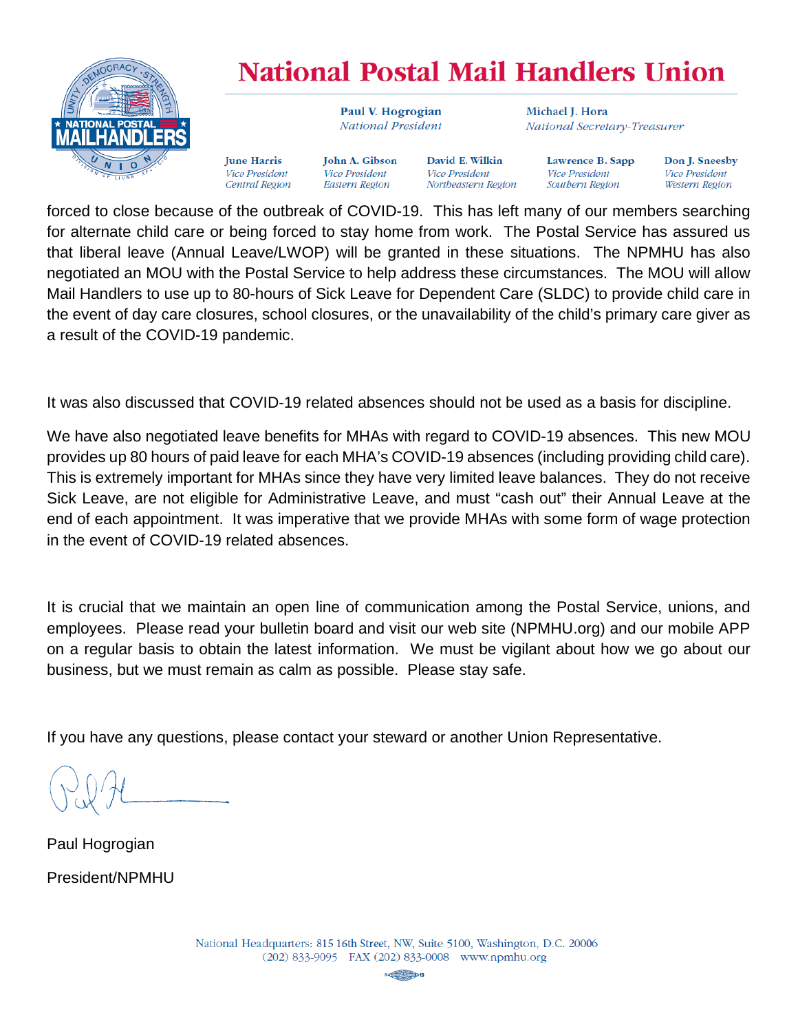forced to close because of the outbreak of COVID-19. This has left many of our members searching for alternate child care or being forced to stay home from work. The Postal Service has assured us that liberal leave (Annual Leave/LWOP) will be granted in these situations. The NPMHU has also negotiated an MOU with the Postal Service to help address these circumstances. The MOU will allow Mail Handlers to use up to 80-hours of Sick Leave for Dependent Care (SLDC) to provide child care in the event of day care closures, school closures, or the unavailability of the child's primary care giver as a result of the COVID-19 pandemic.

It was also discussed that COVID-19 related absences should not be used as a basis for discipline.

We have also negotiated leave benefits for MHAs with regard to COVID-19 absences. This new MOU provides up 80 hours of paid leave for each MHA's COVID-19 absences (including providing child care). This is extremely important for MHAs since they have very limited leave balances. They do not receive Sick Leave, are not eligible for Administrative Leave, and must "cash out" their Annual Leave at the end of each appointment. It was imperative that we provide MHAs with some form of wage protection in the event of COVID-19 related absences.

It is crucial that we maintain an open line of communication among the Postal Service, unions, and employees. Please read your bulletin board and visit our web site (NPMHU.org) and our mobile APP on a regular basis to obtain the latest information. We must be vigilant about how we go about our business, but we must remain as calm as possible. Please stay safe.

If you have any questions, please contact your steward or another Union Representative.

Paul Hogrogian

President/NPMHU